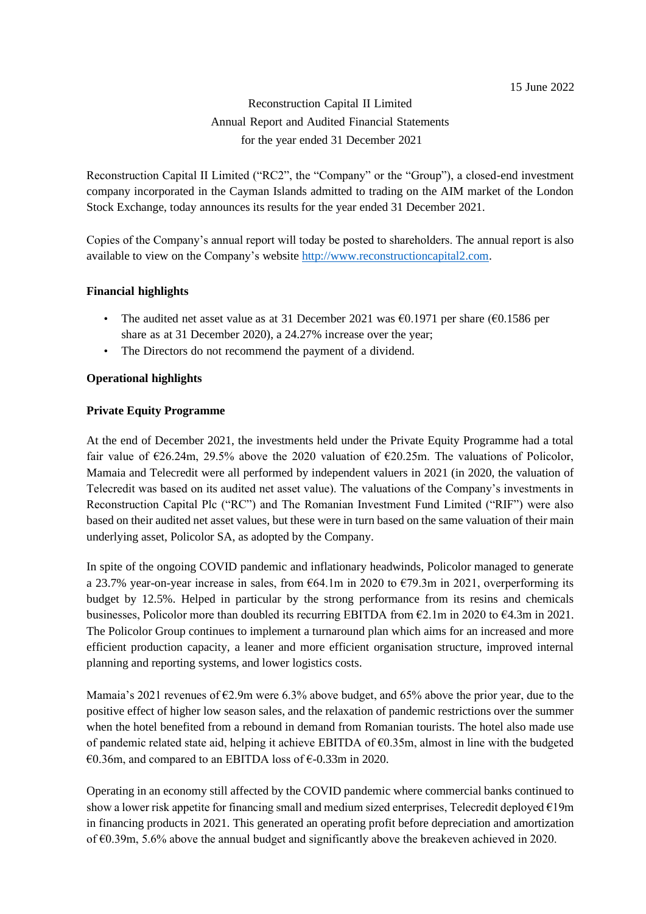15 June 2022

Reconstruction Capital II Limited
Annual Report and Audited Financial Statements
for the year ended 31 December 2021

Reconstruction Capital II Limited ("RC2", the "Company" or the "Group"), a closed-end investment company incorporated in the Cayman Islands admitted to trading on the AIM market of the London Stock Exchange, today announces its results for the year ended 31 December 2021.

Copies of the Company's annual report will today be posted to shareholders. The annual report is also available to view on the Company's website http://www.reconstructioncapital2.com.

**Financial highlights**

- The audited net asset value as at 31 December 2021 was €0.1971 per share (€0.1586 per share as at 31 December 2020), a 24.27% increase over the year;
- The Directors do not recommend the payment of a dividend.

**Operational highlights**

**Private Equity Programme**

At the end of December 2021, the investments held under the Private Equity Programme had a total fair value of €26.24m, 29.5% above the 2020 valuation of €20.25m. The valuations of Policolor, Mamaia and Telecredit were all performed by independent valuers in 2021 (in 2020, the valuation of Telecredit was based on its audited net asset value). The valuations of the Company's investments in Reconstruction Capital Plc ("RC") and The Romanian Investment Fund Limited ("RIF") were also based on their audited net asset values, but these were in turn based on the same valuation of their main underlying asset, Policolor SA, as adopted by the Company.

In spite of the ongoing COVID pandemic and inflationary headwinds, Policolor managed to generate a 23.7% year-on-year increase in sales, from €64.1m in 2020 to €79.3m in 2021, overperforming its budget by 12.5%. Helped in particular by the strong performance from its resins and chemicals businesses, Policolor more than doubled its recurring EBITDA from €2.1m in 2020 to €4.3m in 2021. The Policolor Group continues to implement a turnaround plan which aims for an increased and more efficient production capacity, a leaner and more efficient organisation structure, improved internal planning and reporting systems, and lower logistics costs.

Mamaia's 2021 revenues of €2.9m were 6.3% above budget, and 65% above the prior year, due to the positive effect of higher low season sales, and the relaxation of pandemic restrictions over the summer when the hotel benefited from a rebound in demand from Romanian tourists. The hotel also made use of pandemic related state aid, helping it achieve EBITDA of €0.35m, almost in line with the budgeted €0.36m, and compared to an EBITDA loss of €-0.33m in 2020.

Operating in an economy still affected by the COVID pandemic where commercial banks continued to show a lower risk appetite for financing small and medium sized enterprises, Telecredit deployed €19m in financing products in 2021. This generated an operating profit before depreciation and amortization of €0.39m, 5.6% above the annual budget and significantly above the breakeven achieved in 2020.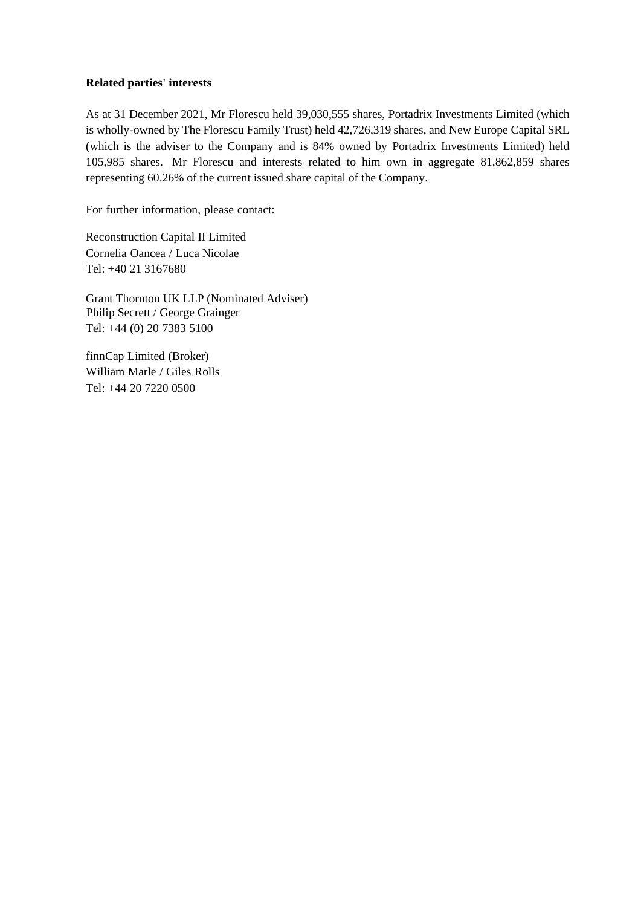**Related parties' interests**

As at 31 December 2021, Mr Florescu held 39,030,555 shares, Portadrix Investments Limited (which is wholly-owned by The Florescu Family Trust) held 42,726,319 shares, and New Europe Capital SRL (which is the adviser to the Company and is 84% owned by Portadrix Investments Limited) held 105,985 shares. Mr Florescu and interests related to him own in aggregate 81,862,859 shares representing 60.26% of the current issued share capital of the Company.

For further information, please contact:

Reconstruction Capital II Limited
Cornelia Oancea / Luca Nicolae
Tel: +40 21 3167680

Grant Thornton UK LLP (Nominated Adviser)
Philip Secrett / George Grainger
Tel: +44 (0) 20 7383 5100

finnCap Limited (Broker)
William Marle / Giles Rolls
Tel: +44 20 7220 0500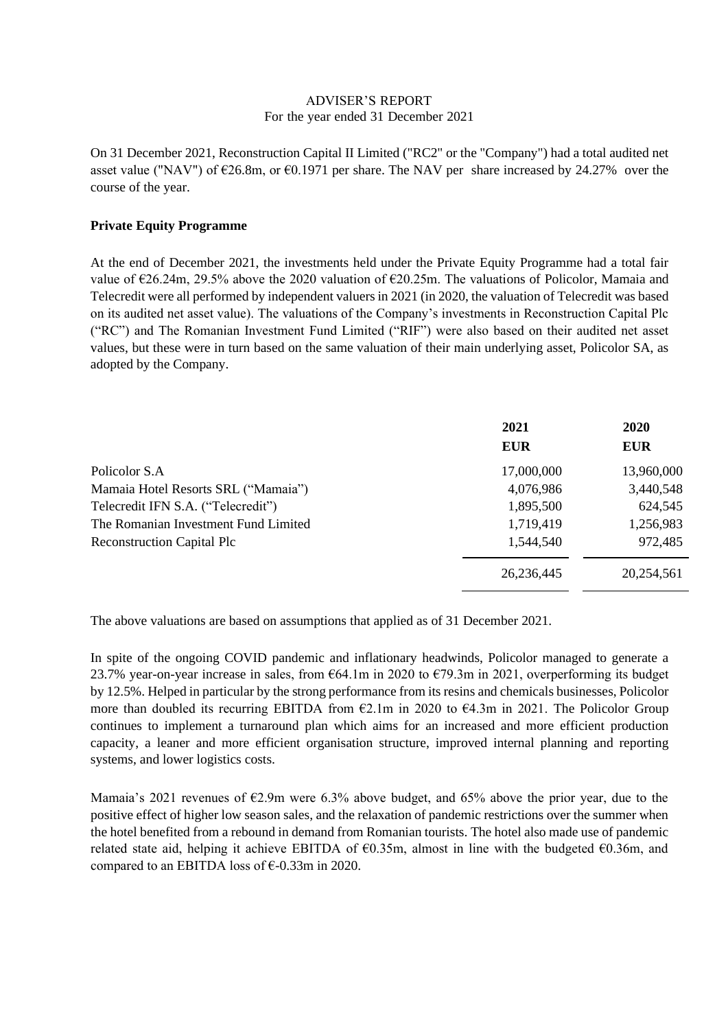ADVISER'S REPORT
For the year ended 31 December 2021

On 31 December 2021, Reconstruction Capital II Limited ("RC2" or the "Company") had a total audited net asset value ("NAV") of €26.8m, or €0.1971 per share. The NAV per share increased by 24.27% over the course of the year.

**Private Equity Programme**

At the end of December 2021, the investments held under the Private Equity Programme had a total fair value of €26.24m, 29.5% above the 2020 valuation of €20.25m. The valuations of Policolor, Mamaia and Telecredit were all performed by independent valuers in 2021 (in 2020, the valuation of Telecredit was based on its audited net asset value). The valuations of the Company's investments in Reconstruction Capital Plc ("RC") and The Romanian Investment Fund Limited ("RIF") were also based on their audited net asset values, but these were in turn based on the same valuation of their main underlying asset, Policolor SA, as adopted by the Company.

| | 2021<br>EUR | 2020<br>EUR |
|---|---|---|
| Policolor S.A | 17,000,000 | 13,960,000 |
| Mamaia Hotel Resorts SRL ("Mamaia") | 4,076,986 | 3,440,548 |
| Telecredit IFN S.A. ("Telecredit") | 1,895,500 | 624,545 |
| The Romanian Investment Fund Limited | 1,719,419 | 1,256,983 |
| Reconstruction Capital Plc | 1,544,540 | 972,485 |
| | 26,236,445 | 20,254,561 |

The above valuations are based on assumptions that applied as of 31 December 2021.

In spite of the ongoing COVID pandemic and inflationary headwinds, Policolor managed to generate a 23.7% year-on-year increase in sales, from €64.1m in 2020 to €79.3m in 2021, overperforming its budget by 12.5%. Helped in particular by the strong performance from its resins and chemicals businesses, Policolor more than doubled its recurring EBITDA from €2.1m in 2020 to €4.3m in 2021. The Policolor Group continues to implement a turnaround plan which aims for an increased and more efficient production capacity, a leaner and more efficient organisation structure, improved internal planning and reporting systems, and lower logistics costs.

Mamaia's 2021 revenues of €2.9m were 6.3% above budget, and 65% above the prior year, due to the positive effect of higher low season sales, and the relaxation of pandemic restrictions over the summer when the hotel benefited from a rebound in demand from Romanian tourists. The hotel also made use of pandemic related state aid, helping it achieve EBITDA of €0.35m, almost in line with the budgeted €0.36m, and compared to an EBITDA loss of €-0.33m in 2020.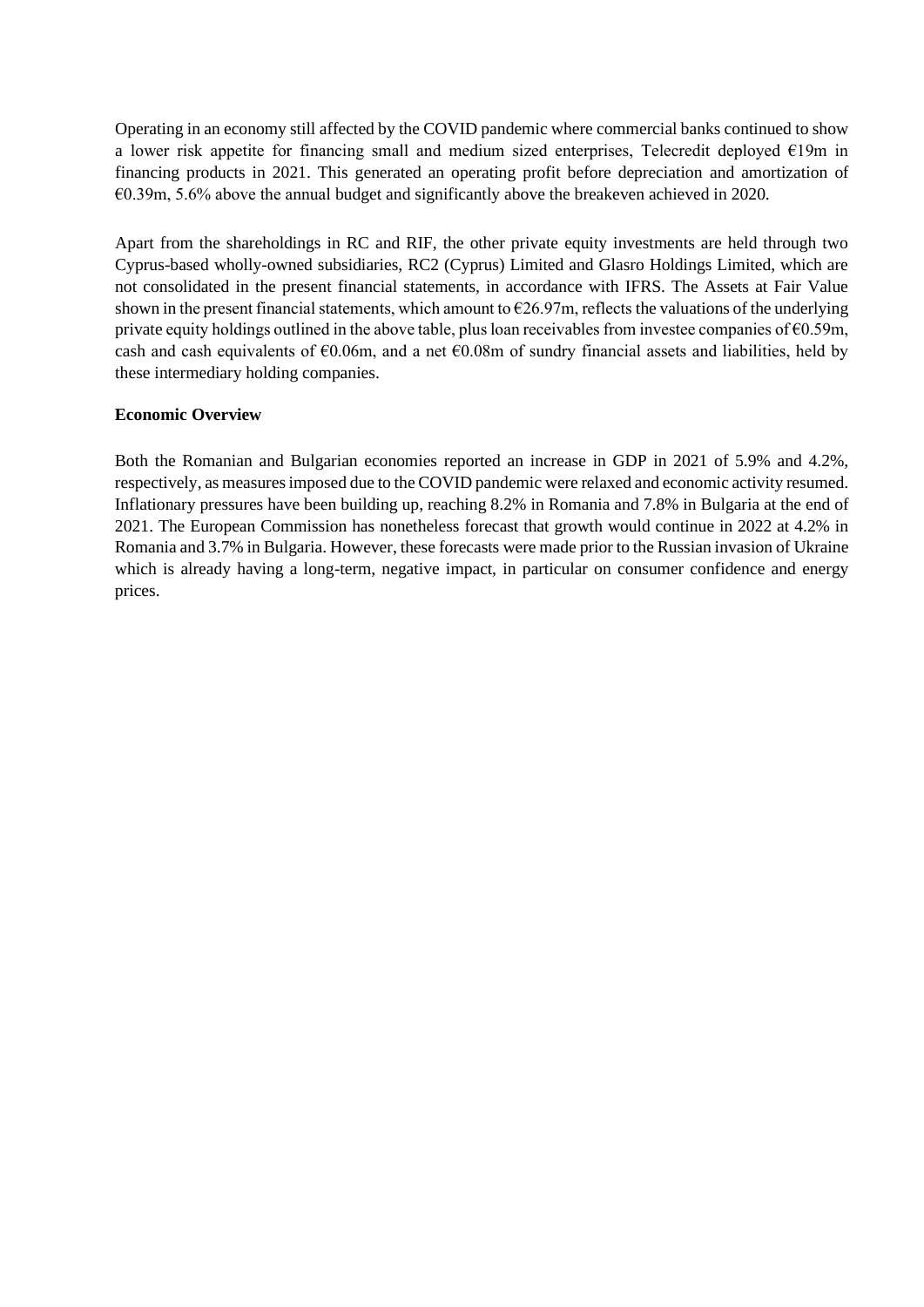Operating in an economy still affected by the COVID pandemic where commercial banks continued to show a lower risk appetite for financing small and medium sized enterprises, Telecredit deployed €19m in financing products in 2021. This generated an operating profit before depreciation and amortization of €0.39m, 5.6% above the annual budget and significantly above the breakeven achieved in 2020.

Apart from the shareholdings in RC and RIF, the other private equity investments are held through two Cyprus-based wholly-owned subsidiaries, RC2 (Cyprus) Limited and Glasro Holdings Limited, which are not consolidated in the present financial statements, in accordance with IFRS. The Assets at Fair Value shown in the present financial statements, which amount to €26.97m, reflects the valuations of the underlying private equity holdings outlined in the above table, plus loan receivables from investee companies of €0.59m, cash and cash equivalents of €0.06m, and a net €0.08m of sundry financial assets and liabilities, held by these intermediary holding companies.

**Economic Overview**

Both the Romanian and Bulgarian economies reported an increase in GDP in 2021 of 5.9% and 4.2%, respectively, as measures imposed due to the COVID pandemic were relaxed and economic activity resumed. Inflationary pressures have been building up, reaching 8.2% in Romania and 7.8% in Bulgaria at the end of 2021. The European Commission has nonetheless forecast that growth would continue in 2022 at 4.2% in Romania and 3.7% in Bulgaria. However, these forecasts were made prior to the Russian invasion of Ukraine which is already having a long-term, negative impact, in particular on consumer confidence and energy prices.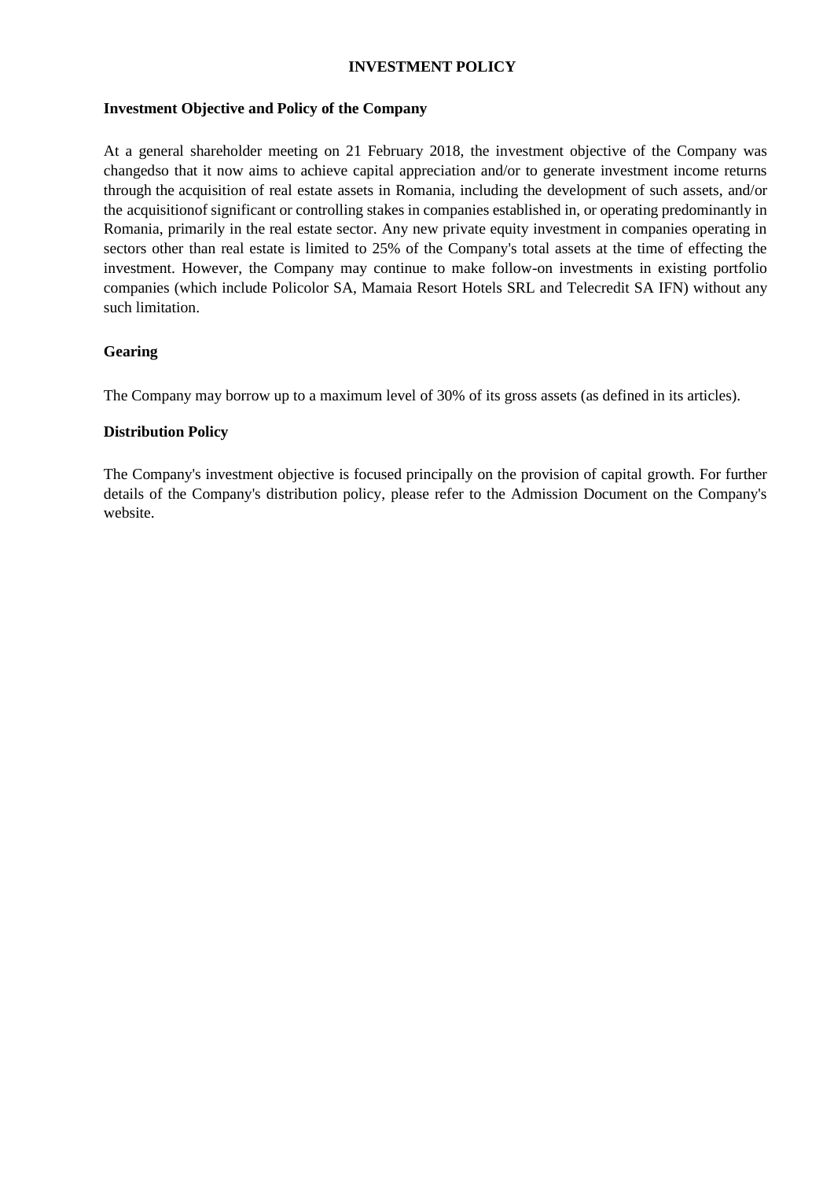# INVESTMENT POLICY

## Investment Objective and Policy of the Company

At a general shareholder meeting on 21 February 2018, the investment objective of the Company was changedso that it now aims to achieve capital appreciation and/or to generate investment income returns through the acquisition of real estate assets in Romania, including the development of such assets, and/or the acquisitionof significant or controlling stakes in companies established in, or operating predominantly in Romania, primarily in the real estate sector. Any new private equity investment in companies operating in sectors other than real estate is limited to 25% of the Company's total assets at the time of effecting the investment. However, the Company may continue to make follow-on investments in existing portfolio companies (which include Policolor SA, Mamaia Resort Hotels SRL and Telecredit SA IFN) without any such limitation.

## Gearing

The Company may borrow up to a maximum level of 30% of its gross assets (as defined in its articles).

## Distribution Policy

The Company's investment objective is focused principally on the provision of capital growth. For further details of the Company's distribution policy, please refer to the Admission Document on the Company's website.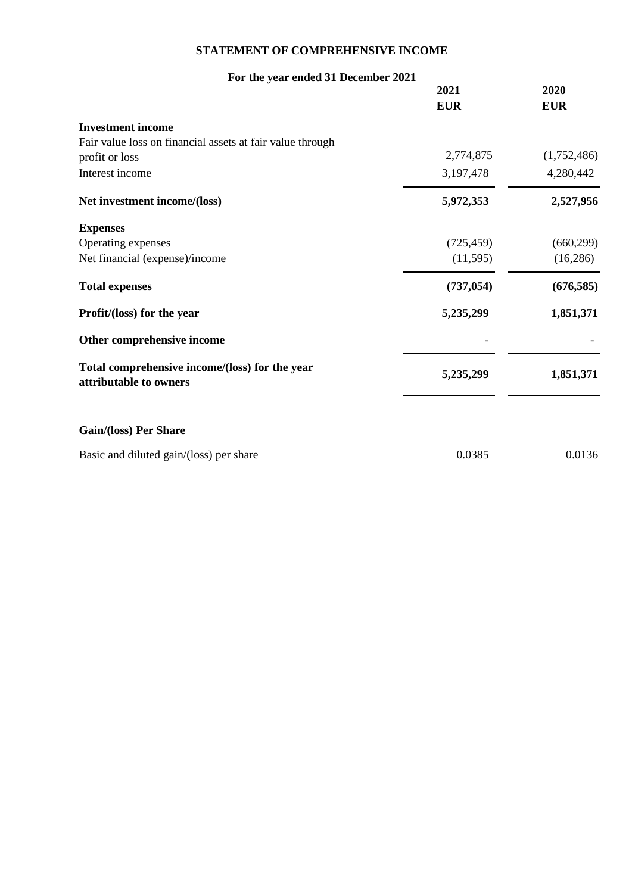# STATEMENT OF COMPREHENSIVE INCOME

## For the year ended 31 December 2021

| | 2021 | 2020 |
|---|---|---|
| | **EUR** | **EUR** |
| **Investment income** | | |
| Fair value loss on financial assets at fair value through profit or loss | 2,774,875 | (1,752,486) |
| Interest income | 3,197,478 | 4,280,442 |
| **Net investment income/(loss)** | **5,972,353** | **2,527,956** |
| **Expenses** | | |
| Operating expenses | (725,459) | (660,299) |
| Net financial (expense)/income | (11,595) | (16,286) |
| **Total expenses** | **(737,054)** | **(676,585)** |
| **Profit/(loss) for the year** | **5,235,299** | **1,851,371** |
| **Other comprehensive income** | - | - |
| **Total comprehensive income/(loss) for the year attributable to owners** | **5,235,299** | **1,851,371** |

**Gain/(loss) Per Share**

| | 2021 | 2020 |
|---|---|---|
| Basic and diluted gain/(loss) per share | 0.0385 | 0.0136 |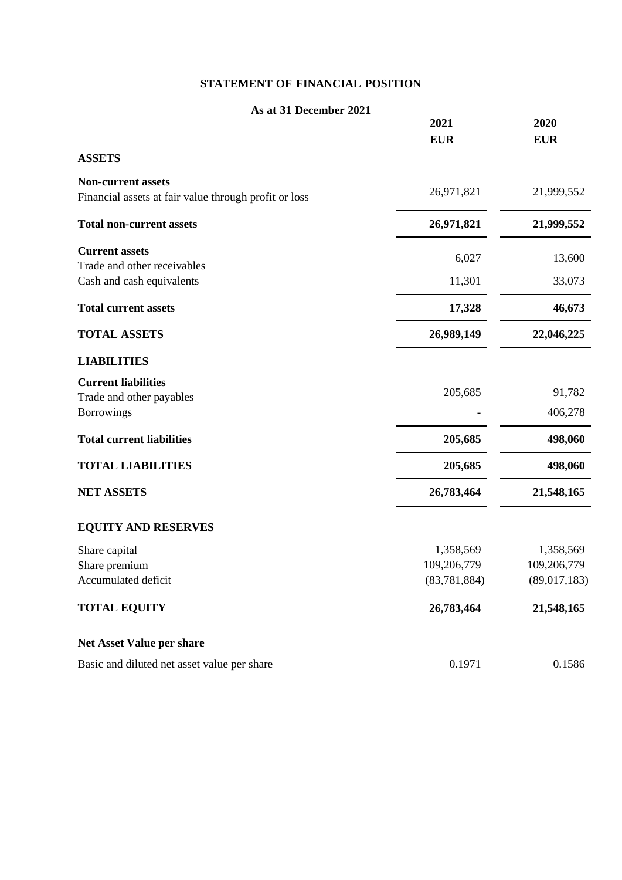# STATEMENT OF FINANCIAL POSITION

**As at 31 December 2021**

| | 2021 | 2020 |
|---|---|---|
| | **EUR** | **EUR** |
| **ASSETS** | | |
| **Non-current assets** | | |
| Financial assets at fair value through profit or loss | 26,971,821 | 21,999,552 |
| **Total non-current assets** | **26,971,821** | **21,999,552** |
| **Current assets** | | |
| Trade and other receivables | 6,027 | 13,600 |
| Cash and cash equivalents | 11,301 | 33,073 |
| **Total current assets** | **17,328** | **46,673** |
| **TOTAL ASSETS** | **26,989,149** | **22,046,225** |
| **LIABILITIES** | | |
| **Current liabilities** | | |
| Trade and other payables | 205,685 | 91,782 |
| Borrowings | - | 406,278 |
| **Total current liabilities** | **205,685** | **498,060** |
| **TOTAL LIABILITIES** | **205,685** | **498,060** |
| **NET ASSETS** | **26,783,464** | **21,548,165** |
| **EQUITY AND RESERVES** | | |
| Share capital | 1,358,569 | 1,358,569 |
| Share premium | 109,206,779 | 109,206,779 |
| Accumulated deficit | (83,781,884) | (89,017,183) |
| **TOTAL EQUITY** | **26,783,464** | **21,548,165** |
| **Net Asset Value per share** | | |
| Basic and diluted net asset value per share | 0.1971 | 0.1586 |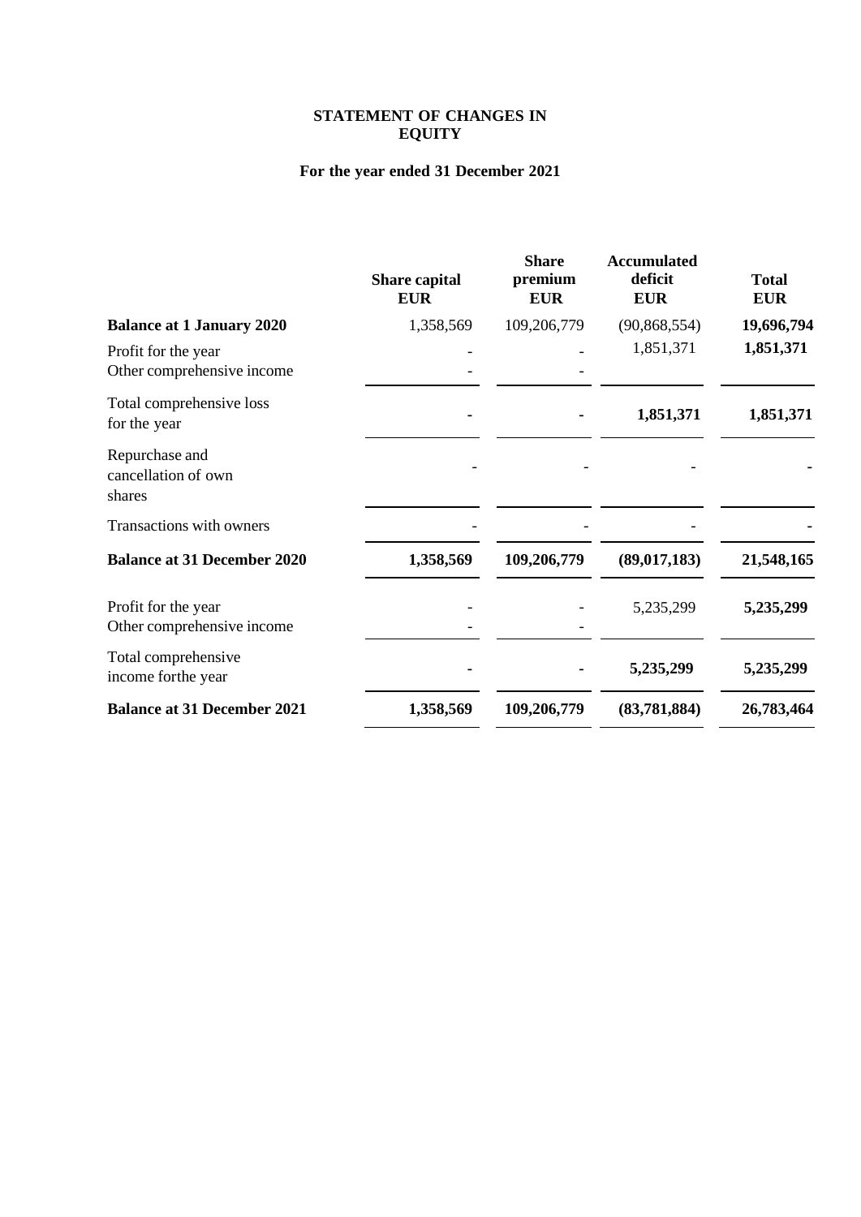# STATEMENT OF CHANGES IN EQUITY

## For the year ended 31 December 2021

| | Share capital EUR | Share premium EUR | Accumulated deficit EUR | Total EUR |
|---|---|---|---|---|
| **Balance at 1 January 2020** | 1,358,569 | 109,206,779 | (90,868,554) | **19,696,794** |
| Profit for the year | - | - | 1,851,371 | **1,851,371** |
| Other comprehensive income | - | - | | |
| Total comprehensive loss for the year | **-** | **-** | **1,851,371** | **1,851,371** |
| Repurchase and cancellation of own shares | - | - | - | **-** |
| Transactions with owners | - | - | - | **-** |
| **Balance at 31 December 2020** | **1,358,569** | **109,206,779** | **(89,017,183)** | **21,548,165** |
| Profit for the year | - | - | 5,235,299 | **5,235,299** |
| Other comprehensive income | - | - | | |
| Total comprehensive income forthe year | **-** | **-** | **5,235,299** | **5,235,299** |
| **Balance at 31 December 2021** | **1,358,569** | **109,206,779** | **(83,781,884)** | **26,783,464** |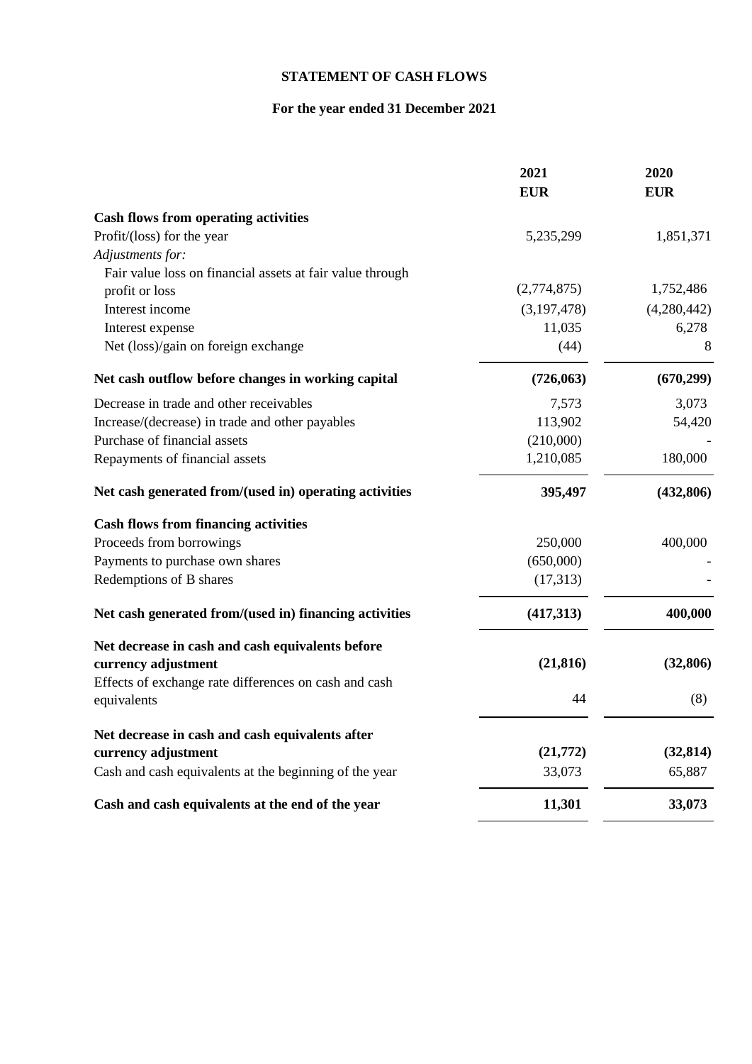# STATEMENT OF CASH FLOWS

## For the year ended 31 December 2021

| | 2021<br>EUR | 2020<br>EUR |
|---|---|---|
| **Cash flows from operating activities** | | |
| Profit/(loss) for the year | 5,235,299 | 1,851,371 |
| *Adjustments for:* | | |
| Fair value loss on financial assets at fair value through profit or loss | (2,774,875) | 1,752,486 |
| Interest income | (3,197,478) | (4,280,442) |
| Interest expense | 11,035 | 6,278 |
| Net (loss)/gain on foreign exchange | (44) | 8 |
| **Net cash outflow before changes in working capital** | **(726,063)** | **(670,299)** |
| Decrease in trade and other receivables | 7,573 | 3,073 |
| Increase/(decrease) in trade and other payables | 113,902 | 54,420 |
| Purchase of financial assets | (210,000) | - |
| Repayments of financial assets | 1,210,085 | 180,000 |
| **Net cash generated from/(used in) operating activities** | **395,497** | **(432,806)** |
| **Cash flows from financing activities** | | |
| Proceeds from borrowings | 250,000 | 400,000 |
| Payments to purchase own shares | (650,000) | - |
| Redemptions of B shares | (17,313) | - |
| **Net cash generated from/(used in) financing activities** | **(417,313)** | **400,000** |
| **Net decrease in cash and cash equivalents before currency adjustment** | **(21,816)** | **(32,806)** |
| Effects of exchange rate differences on cash and cash equivalents | 44 | (8) |
| **Net decrease in cash and cash equivalents after currency adjustment** | **(21,772)** | **(32,814)** |
| Cash and cash equivalents at the beginning of the year | 33,073 | 65,887 |
| **Cash and cash equivalents at the end of the year** | **11,301** | **33,073** |